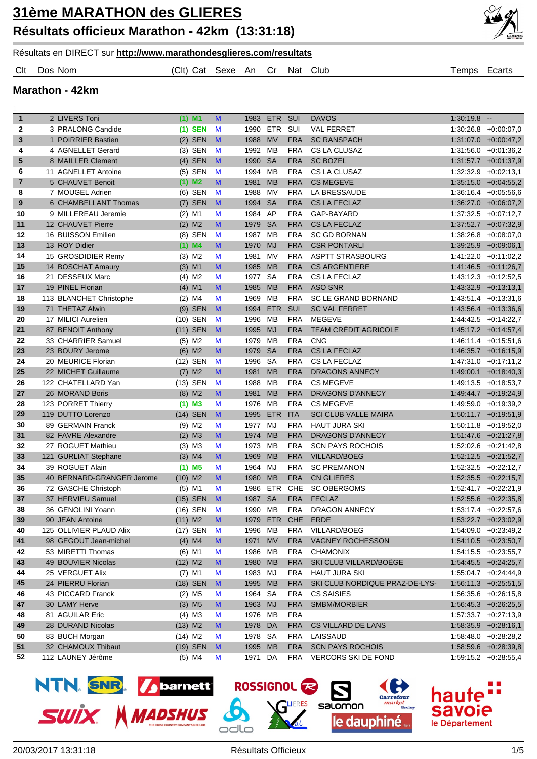# 31ème MARATHON des GLIERES

## Résultats officieux Marathon - 42km (13:31:18)

Résultats en DIRECT sur **http://www.marathondesglieres.com/resultats**

### Marathon - 42km

| Clt | Dos | Nom | (Clt) | Cat | Sexe | An | Cr | Nat | Club | Temps | Ecarts |
|---|---|---|---|---|---|---|---|---|---|---|---|
| 1 | 2 | LIVERS Toni | (1) | M1 | M | 1983 | ETR | SUI | DAVOS | 1:30:19.8 | -- |
| 2 | 3 | PRALONG Candide | (1) | SEN | M | 1990 | ETR | SUI | VAL FERRET | 1:30:26.8 | +0:00:07,0 |
| 3 | 1 | POIRRIER Bastien | (2) | SEN | M | 1988 | MV | FRA | SC RANSPACH | 1:31:07.0 | +0:00:47,2 |
| 4 | 4 | AGNELLET Gerard | (3) | SEN | M | 1992 | MB | FRA | CS LA CLUSAZ | 1:31:56.0 | +0:01:36,2 |
| 5 | 8 | MAILLER Clement | (4) | SEN | M | 1990 | SA | FRA | SC BOZEL | 1:31:57.7 | +0:01:37,9 |
| 6 | 11 | AGNELLET Antoine | (5) | SEN | M | 1994 | MB | FRA | CS LA CLUSAZ | 1:32:32.9 | +0:02:13,1 |
| 7 | 5 | CHAUVET Benoit | (1) | M2 | M | 1981 | MB | FRA | CS MEGEVE | 1:35:15.0 | +0:04:55,2 |
| 8 | 7 | MOUGEL Adrien | (6) | SEN | M | 1988 | MV | FRA | LA BRESSAUDE | 1:36:16.4 | +0:05:56,6 |
| 9 | 6 | CHAMBELLANT Thomas | (7) | SEN | M | 1994 | SA | FRA | CS LA FECLAZ | 1:36:27.0 | +0:06:07,2 |
| 10 | 9 | MILLEREAU Jeremie | (2) | M1 | M | 1984 | AP | FRA | GAP-BAYARD | 1:37:32.5 | +0:07:12,7 |
| 11 | 12 | CHAUVET Pierre | (2) | M2 | M | 1979 | SA | FRA | CS LA FECLAZ | 1:37:52.7 | +0:07:32,9 |
| 12 | 16 | BUISSON Emilien | (8) | SEN | M | 1987 | MB | FRA | SC GD BORNAN | 1:38:26.8 | +0:08:07,0 |
| 13 | 13 | ROY Didier | (1) | M4 | M | 1970 | MJ | FRA | CSR PONTARLI | 1:39:25.9 | +0:09:06,1 |
| 14 | 15 | GROSDIDIER Remy | (3) | M2 | M | 1981 | MV | FRA | ASPTT STRASBOURG | 1:41:22.0 | +0:11:02,2 |
| 15 | 14 | BOSCHAT Amaury | (3) | M1 | M | 1985 | MB | FRA | CS ARGENTIERE | 1:41:46.5 | +0:11:26,7 |
| 16 | 21 | DESSEUX Marc | (4) | M2 | M | 1977 | SA | FRA | CS LA FECLAZ | 1:43:12.3 | +0:12:52,5 |
| 17 | 19 | PINEL Florian | (4) | M1 | M | 1985 | MB | FRA | ASO SNR | 1:43:32.9 | +0:13:13,1 |
| 18 | 113 | BLANCHET Christophe | (2) | M4 | M | 1969 | MB | FRA | SC LE GRAND BORNAND | 1:43:51.4 | +0:13:31,6 |
| 19 | 71 | THETAZ Alwin | (9) | SEN | M | 1994 | ETR | SUI | SC VAL FERRET | 1:43:56.4 | +0:13:36,6 |
| 20 | 17 | MILICI Aurelien | (10) | SEN | M | 1996 | MB | FRA | MEGEVE | 1:44:42.5 | +0:14:22,7 |
| 21 | 87 | BENOIT Anthony | (11) | SEN | M | 1995 | MJ | FRA | TEAM CRÉDIT AGRICOLE | 1:45:17.2 | +0:14:57,4 |
| 22 | 33 | CHARRIER Samuel | (5) | M2 | M | 1979 | MB | FRA | CNG | 1:46:11.4 | +0:15:51,6 |
| 23 | 23 | BOURY Jerome | (6) | M2 | M | 1979 | SA | FRA | CS LA FECLAZ | 1:46:35.7 | +0:16:15,9 |
| 24 | 20 | MEURICE Florian | (12) | SEN | M | 1996 | SA | FRA | CS LA FECLAZ | 1:47:31.0 | +0:17:11,2 |
| 25 | 22 | MICHET Guillaume | (7) | M2 | M | 1981 | MB | FRA | DRAGONS ANNECY | 1:49:00.1 | +0:18:40,3 |
| 26 | 122 | CHATELLARD Yan | (13) | SEN | M | 1988 | MB | FRA | CS MEGEVE | 1:49:13.5 | +0:18:53,7 |
| 27 | 26 | MORAND Boris | (8) | M2 | M | 1981 | MB | FRA | DRAGONS D'ANNECY | 1:49:44.7 | +0:19:24,9 |
| 28 | 123 | PORRET Thierry | (1) | M3 | M | 1976 | MB | FRA | CS MEGEVE | 1:49:59.0 | +0:19:39,2 |
| 29 | 119 | DUTTO Lorenzo | (14) | SEN | M | 1995 | ETR | ITA | SCI CLUB VALLE MAIRA | 1:50:11.7 | +0:19:51,9 |
| 30 | 89 | GERMAIN Franck | (9) | M2 | M | 1977 | MJ | FRA | HAUT JURA SKI | 1:50:11.8 | +0:19:52,0 |
| 31 | 82 | FAVRE Alexandre | (2) | M3 | M | 1974 | MB | FRA | DRAGONS D'ANNECY | 1:51:47.6 | +0:21:27,8 |
| 32 | 27 | ROGUET Mathieu | (3) | M3 | M | 1973 | MB | FRA | SCN PAYS ROCHOIS | 1:52:02.6 | +0:21:42,8 |
| 33 | 121 | GURLIAT Stephane | (3) | M4 | M | 1969 | MB | FRA | VILLARD/BOEG | 1:52:12.5 | +0:21:52,7 |
| 34 | 39 | ROGUET Alain | (1) | M5 | M | 1964 | MJ | FRA | SC PREMANON | 1:52:32.5 | +0:22:12,7 |
| 35 | 40 | BERNARD-GRANGER Jerome | (10) | M2 | M | 1980 | MB | FRA | CN GLIERES | 1:52:35.5 | +0:22:15,7 |
| 36 | 72 | GASCHE Christoph | (5) | M1 | M | 1986 | ETR | CHE | SC OBERGOMS | 1:52:41.7 | +0:22:21,9 |
| 37 | 37 | HERVIEU Samuel | (15) | SEN | M | 1987 | SA | FRA | FECLAZ | 1:52:55.6 | +0:22:35,8 |
| 38 | 36 | GENOLINI Yoann | (16) | SEN | M | 1990 | MB | FRA | DRAGON ANNECY | 1:53:17.4 | +0:22:57,6 |
| 39 | 90 | JEAN Antoine | (11) | M2 | M | 1979 | ETR | CHE | ERDE | 1:53:22.7 | +0:23:02,9 |
| 40 | 125 | OLLIVIER PLAUD Alix | (17) | SEN | M | 1996 | MB | FRA | VILLARD/BOEG | 1:54:09.0 | +0:23:49,2 |
| 41 | 98 | GEGOUT Jean-michel | (4) | M4 | M | 1971 | MV | FRA | VAGNEY ROCHESSON | 1:54:10.5 | +0:23:50,7 |
| 42 | 53 | MIRETTI Thomas | (6) | M1 | M | 1986 | MB | FRA | CHAMONIX | 1:54:15.5 | +0:23:55,7 |
| 43 | 49 | BOUVIER Nicolas | (12) | M2 | M | 1980 | MB | FRA | SKI CLUB VILLARD/BOËGE | 1:54:45.5 | +0:24:25,7 |
| 44 | 25 | VERGUET Alix | (7) | M1 | M | 1983 | MJ | FRA | HAUT JURA SKI | 1:55:04.7 | +0:24:44,9 |
| 45 | 24 | PIERRU Florian | (18) | SEN | M | 1995 | MB | FRA | SKI CLUB NORDIQUE PRAZ-DE-LYS- | 1:56:11.3 | +0:25:51,5 |
| 46 | 43 | PICCARD Franck | (2) | M5 | M | 1964 | SA | FRA | CS SAISIES | 1:56:35.6 | +0:26:15,8 |
| 47 | 30 | LAMY Herve | (3) | M5 | M | 1963 | MJ | FRA | SMBM/MORBIER | 1:56:45.3 | +0:26:25,5 |
| 48 | 81 | AGUILAR Eric | (4) | M3 | M | 1976 | MB | FRA | | 1:57:33.7 | +0:27:13,9 |
| 49 | 28 | DURAND Nicolas | (13) | M2 | M | 1978 | DA | FRA | CS VILLARD DE LANS | 1:58:35.9 | +0:28:16,1 |
| 50 | 83 | BUCH Morgan | (14) | M2 | M | 1978 | SA | FRA | LAISSAUD | 1:58:48.0 | +0:28:28,2 |
| 51 | 32 | CHAMOUX Thibaut | (19) | SEN | M | 1995 | MB | FRA | SCN PAYS ROCHOIS | 1:58:59.6 | +0:28:39,8 |
| 52 | 112 | LAUNEY Jérôme | (5) | M4 | M | 1971 | DA | FRA | VERCORS SKI DE FOND | 1:59:15.2 | +0:28:55,4 |

20/03/2017 13:31:18 — Résultats Officieux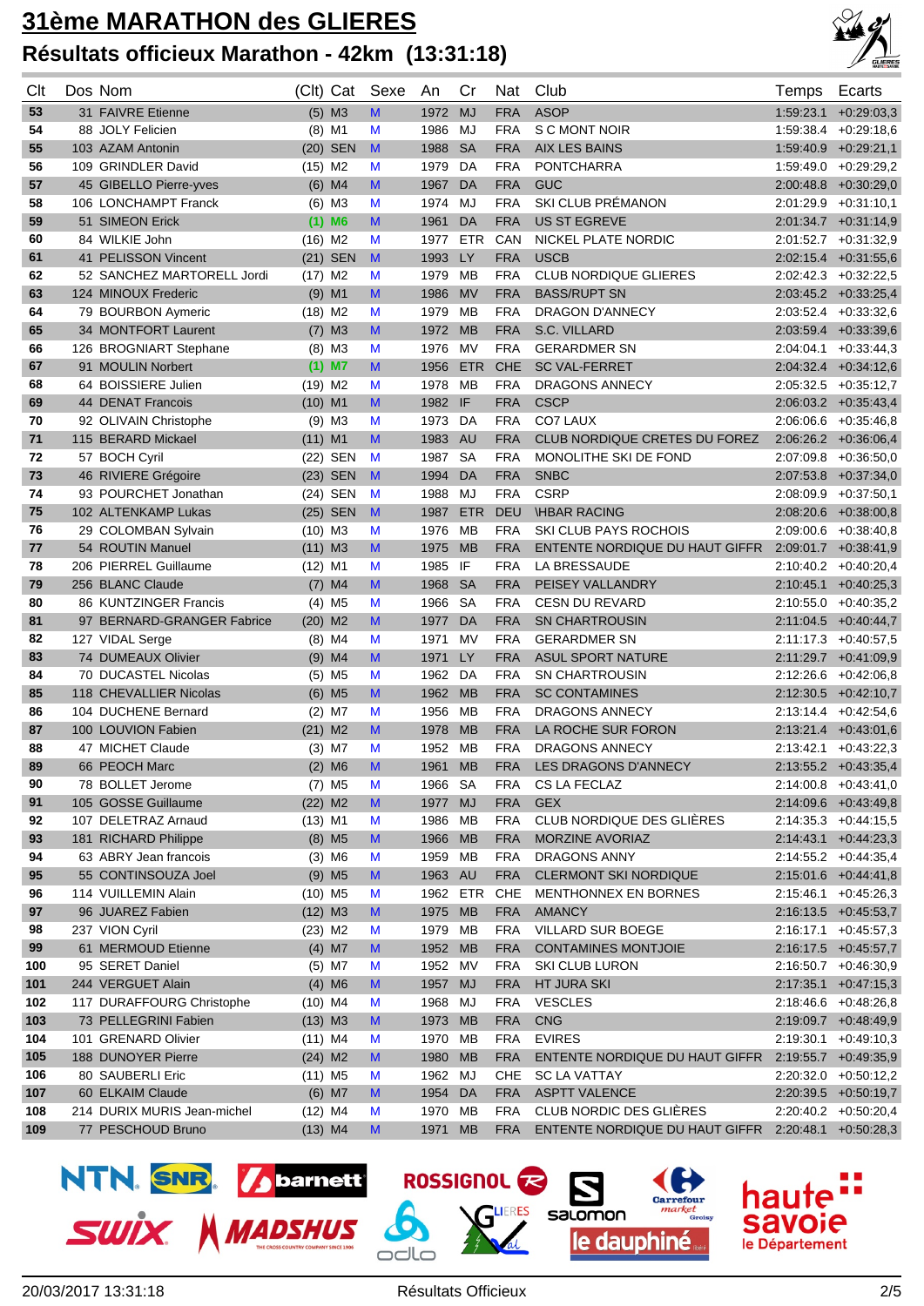# 31ème MARATHON des GLIERES

## Résultats officieux Marathon - 42km (13:31:18)

| Clt | Dos | Nom | (Clt) | Cat | Sexe | An | Cr | Nat | Club | Temps | Ecarts |
|---|---|---|---|---|---|---|---|---|---|---|---|
| 53 | 31 | FAIVRE Etienne | (5) | M3 | M | 1972 | MJ | FRA | ASOP | 1:59:23.1 | +0:29:03,3 |
| 54 | 88 | JOLY Felicien | (8) | M1 | M | 1986 | MJ | FRA | S C MONT NOIR | 1:59:38.4 | +0:29:18,6 |
| 55 | 103 | AZAM Antonin | (20) | SEN | M | 1988 | SA | FRA | AIX LES BAINS | 1:59:40.9 | +0:29:21,1 |
| 56 | 109 | GRINDLER David | (15) | M2 | M | 1979 | DA | FRA | PONTCHARRA | 1:59:49.0 | +0:29:29,2 |
| 57 | 45 | GIBELLO Pierre-yves | (6) | M4 | M | 1967 | DA | FRA | GUC | 2:00:48.8 | +0:30:29,0 |
| 58 | 106 | LONCHAMPT Franck | (6) | M3 | M | 1974 | MJ | FRA | SKI CLUB PRÉMANON | 2:01:29.9 | +0:31:10,1 |
| 59 | 51 | SIMEON Erick | (1) | M6 | M | 1961 | DA | FRA | US ST EGREVE | 2:01:34.7 | +0:31:14,9 |
| 60 | 84 | WILKIE John | (16) | M2 | M | 1977 | ETR | CAN | NICKEL PLATE NORDIC | 2:01:52.7 | +0:31:32,9 |
| 61 | 41 | PELISSON Vincent | (21) | SEN | M | 1993 | LY | FRA | USCB | 2:02:15.4 | +0:31:55,6 |
| 62 | 52 | SANCHEZ MARTORELL Jordi | (17) | M2 | M | 1979 | MB | FRA | CLUB NORDIQUE GLIERES | 2:02:42.3 | +0:32:22,5 |
| 63 | 124 | MINOUX Frederic | (9) | M1 | M | 1986 | MV | FRA | BASS/RUPT SN | 2:03:45.2 | +0:33:25,4 |
| 64 | 79 | BOURBON Aymeric | (18) | M2 | M | 1979 | MB | FRA | DRAGON D'ANNECY | 2:03:52.4 | +0:33:32,6 |
| 65 | 34 | MONTFORT Laurent | (7) | M3 | M | 1972 | MB | FRA | S.C. VILLARD | 2:03:59.4 | +0:33:39,6 |
| 66 | 126 | BROGNIART Stephane | (8) | M3 | M | 1976 | MV | FRA | GERARDMER SN | 2:04:04.1 | +0:33:44,3 |
| 67 | 91 | MOULIN Norbert | (1) | M7 | M | 1956 | ETR | CHE | SC VAL-FERRET | 2:04:32.4 | +0:34:12,6 |
| 68 | 64 | BOISSIERE Julien | (19) | M2 | M | 1978 | MB | FRA | DRAGONS ANNECY | 2:05:32.5 | +0:35:12,7 |
| 69 | 44 | DENAT Francois | (10) | M1 | M | 1982 | IF | FRA | CSCP | 2:06:03.2 | +0:35:43,4 |
| 70 | 92 | OLIVAIN Christophe | (9) | M3 | M | 1973 | DA | FRA | CO7 LAUX | 2:06:06.6 | +0:35:46,8 |
| 71 | 115 | BERARD Mickael | (11) | M1 | M | 1983 | AU | FRA | CLUB NORDIQUE CRETES DU FOREZ | 2:06:26.2 | +0:36:06,4 |
| 72 | 57 | BOCH Cyril | (22) | SEN | M | 1987 | SA | FRA | MONOLITHE SKI DE FOND | 2:07:09.8 | +0:36:50,0 |
| 73 | 46 | RIVIERE Grégoire | (23) | SEN | M | 1994 | DA | FRA | SNBC | 2:07:53.8 | +0:37:34,0 |
| 74 | 93 | POURCHET Jonathan | (24) | SEN | M | 1988 | MJ | FRA | CSRP | 2:08:09.9 | +0:37:50,1 |
| 75 | 102 | ALTENKAMP Lukas | (25) | SEN | M | 1987 | ETR | DEU | \HBAR RACING | 2:08:20.6 | +0:38:00,8 |
| 76 | 29 | COLOMBAN Sylvain | (10) | M3 | M | 1976 | MB | FRA | SKI CLUB PAYS ROCHOIS | 2:09:00.6 | +0:38:40,8 |
| 77 | 54 | ROUTIN Manuel | (11) | M3 | M | 1975 | MB | FRA | ENTENTE NORDIQUE DU HAUT GIFFR | 2:09:01.7 | +0:38:41,9 |
| 78 | 206 | PIERREL Guillaume | (12) | M1 | M | 1985 | IF | FRA | LA BRESSAUDE | 2:10:40.2 | +0:40:20,4 |
| 79 | 256 | BLANC Claude | (7) | M4 | M | 1968 | SA | FRA | PEISEY VALLANDRY | 2:10:45.1 | +0:40:25,3 |
| 80 | 86 | KUNTZINGER Francis | (4) | M5 | M | 1966 | SA | FRA | CESN DU REVARD | 2:10:55.0 | +0:40:35,2 |
| 81 | 97 | BERNARD-GRANGER Fabrice | (20) | M2 | M | 1977 | DA | FRA | SN CHARTROUSIN | 2:11:04.5 | +0:40:44,7 |
| 82 | 127 | VIDAL Serge | (8) | M4 | M | 1971 | MV | FRA | GERARDMER SN | 2:11:17.3 | +0:40:57,5 |
| 83 | 74 | DUMEAUX Olivier | (9) | M4 | M | 1971 | LY | FRA | ASUL SPORT NATURE | 2:11:29.7 | +0:41:09,9 |
| 84 | 70 | DUCASTEL Nicolas | (5) | M5 | M | 1962 | DA | FRA | SN CHARTROUSIN | 2:12:26.6 | +0:42:06,8 |
| 85 | 118 | CHEVALLIER Nicolas | (6) | M5 | M | 1962 | MB | FRA | SC CONTAMINES | 2:12:30.5 | +0:42:10,7 |
| 86 | 104 | DUCHENE Bernard | (2) | M7 | M | 1956 | MB | FRA | DRAGONS ANNECY | 2:13:14.4 | +0:42:54,6 |
| 87 | 100 | LOUVION Fabien | (21) | M2 | M | 1978 | MB | FRA | LA ROCHE SUR FORON | 2:13:21.4 | +0:43:01,6 |
| 88 | 47 | MICHET Claude | (3) | M7 | M | 1952 | MB | FRA | DRAGONS ANNECY | 2:13:42.1 | +0:43:22,3 |
| 89 | 66 | PEOCH Marc | (2) | M6 | M | 1961 | MB | FRA | LES DRAGONS D'ANNECY | 2:13:55.2 | +0:43:35,4 |
| 90 | 78 | BOLLET Jerome | (7) | M5 | M | 1966 | SA | FRA | CS LA FECLAZ | 2:14:00.8 | +0:43:41,0 |
| 91 | 105 | GOSSE Guillaume | (22) | M2 | M | 1977 | MJ | FRA | GEX | 2:14:09.6 | +0:43:49,8 |
| 92 | 107 | DELETRAZ Arnaud | (13) | M1 | M | 1986 | MB | FRA | CLUB NORDIQUE DES GLIÈRES | 2:14:35.3 | +0:44:15,5 |
| 93 | 181 | RICHARD Philippe | (8) | M5 | M | 1966 | MB | FRA | MORZINE AVORIAZ | 2:14:43.1 | +0:44:23,3 |
| 94 | 63 | ABRY Jean francois | (3) | M6 | M | 1959 | MB | FRA | DRAGONS ANNY | 2:14:55.2 | +0:44:35,4 |
| 95 | 55 | CONTINSOUZA Joel | (9) | M5 | M | 1963 | AU | FRA | CLERMONT SKI NORDIQUE | 2:15:01.6 | +0:44:41,8 |
| 96 | 114 | VUILLEMIN Alain | (10) | M5 | M | 1962 | ETR | CHE | MENTHONNEX EN BORNES | 2:15:46.1 | +0:45:26,3 |
| 97 | 96 | JUAREZ Fabien | (12) | M3 | M | 1975 | MB | FRA | AMANCY | 2:16:13.5 | +0:45:53,7 |
| 98 | 237 | VION Cyril | (23) | M2 | M | 1979 | MB | FRA | VILLARD SUR BOEGE | 2:16:17.1 | +0:45:57,3 |
| 99 | 61 | MERMOUD Etienne | (4) | M7 | M | 1952 | MB | FRA | CONTAMINES MONTJOIE | 2:16:17.5 | +0:45:57,7 |
| 100 | 95 | SERET Daniel | (5) | M7 | M | 1952 | MV | FRA | SKI CLUB LURON | 2:16:50.7 | +0:46:30,9 |
| 101 | 244 | VERGUET Alain | (4) | M6 | M | 1957 | MJ | FRA | HT JURA SKI | 2:17:35.1 | +0:47:15,3 |
| 102 | 117 | DURAFFOURG Christophe | (10) | M4 | M | 1968 | MJ | FRA | VESCLES | 2:18:46.6 | +0:48:26,8 |
| 103 | 73 | PELLEGRINI Fabien | (13) | M3 | M | 1973 | MB | FRA | CNG | 2:19:09.7 | +0:48:49,9 |
| 104 | 101 | GRENARD Olivier | (11) | M4 | M | 1970 | MB | FRA | EVIRES | 2:19:30.1 | +0:49:10,3 |
| 105 | 188 | DUNOYER Pierre | (24) | M2 | M | 1980 | MB | FRA | ENTENTE NORDIQUE DU HAUT GIFFR | 2:19:55.7 | +0:49:35,9 |
| 106 | 80 | SAUBERLI Eric | (11) | M5 | M | 1962 | MJ | CHE | SC LA VATTAY | 2:20:32.0 | +0:50:12,2 |
| 107 | 60 | ELKAIM Claude | (6) | M7 | M | 1954 | DA | FRA | ASPTT VALENCE | 2:20:39.5 | +0:50:19,7 |
| 108 | 214 | DURIX MURIS Jean-michel | (12) | M4 | M | 1970 | MB | FRA | CLUB NORDIC DES GLIÈRES | 2:20:40.2 | +0:50:20,4 |
| 109 | 77 | PESCHOUD Bruno | (13) | M4 | M | 1971 | MB | FRA | ENTENTE NORDIQUE DU HAUT GIFFR | 2:20:48.1 | +0:50:28,3 |

20/03/2017 13:31:18 — Résultats Officieux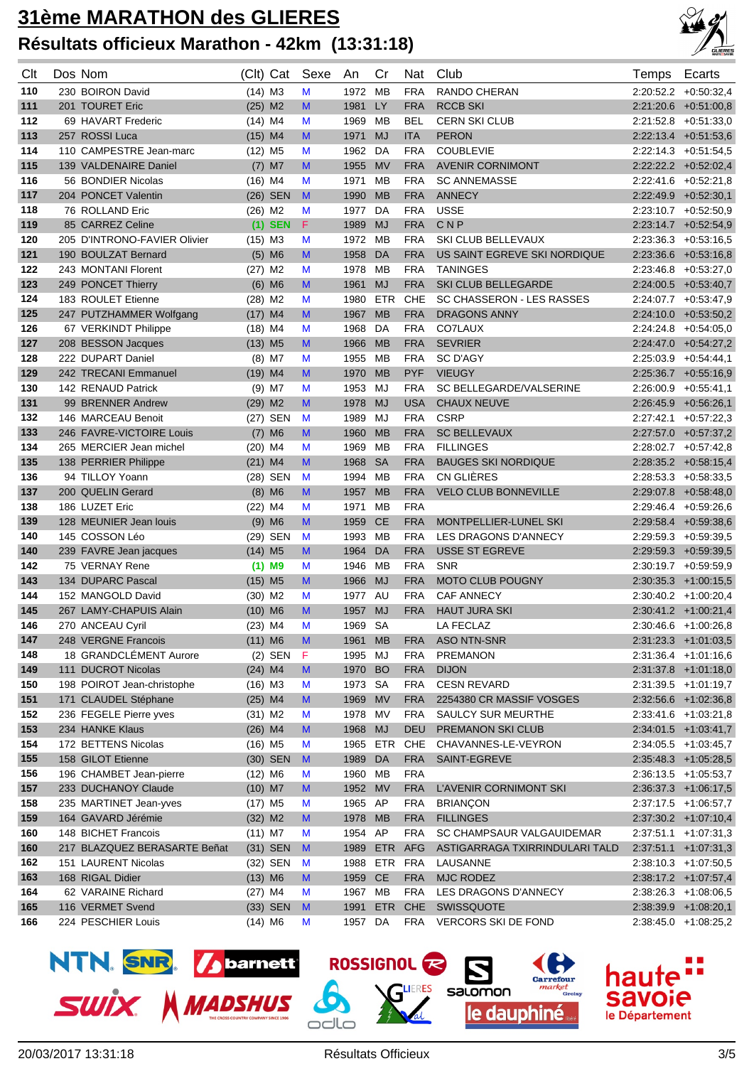# 31ème MARATHON des GLIERES

## Résultats officieux Marathon - 42km (13:31:18)

| Clt | Dos | Nom | (Clt) Cat | Sexe | An | Cr | Nat | Club | Temps | Ecarts |
|---|---|---|---|---|---|---|---|---|---|---|
| 110 | 230 | BOIRON David | (14) M3 | M | 1972 | MB | FRA | RANDO CHERAN | 2:20:52.2 | +0:50:32,4 |
| 111 | 201 | TOURET Eric | (25) M2 | M | 1981 | LY | FRA | RCCB SKI | 2:21:20.6 | +0:51:00,8 |
| 112 | 69 | HAVART Frederic | (14) M4 | M | 1969 | MB | BEL | CERN SKI CLUB | 2:21:52.8 | +0:51:33,0 |
| 113 | 257 | ROSSI Luca | (15) M4 | M | 1971 | MJ | ITA | PERON | 2:22:13.4 | +0:51:53,6 |
| 114 | 110 | CAMPESTRE Jean-marc | (12) M5 | M | 1962 | DA | FRA | COUBLEVIE | 2:22:14.3 | +0:51:54,5 |
| 115 | 139 | VALDENAIRE Daniel | (7) M7 | M | 1955 | MV | FRA | AVENIR CORNIMONT | 2:22:22.2 | +0:52:02,4 |
| 116 | 56 | BONDIER Nicolas | (16) M4 | M | 1971 | MB | FRA | SC ANNEMASSE | 2:22:41.6 | +0:52:21,8 |
| 117 | 204 | PONCET Valentin | (26) SEN | M | 1990 | MB | FRA | ANNECY | 2:22:49.9 | +0:52:30,1 |
| 118 | 76 | ROLLAND Eric | (26) M2 | M | 1977 | DA | FRA | USSE | 2:23:10.7 | +0:52:50,9 |
| 119 | 85 | CARREZ Celine | **(1) SEN** | F | 1989 | MJ | FRA | C N P | 2:23:14.7 | +0:52:54,9 |
| 120 | 205 | D'INTRONO-FAVIER Olivier | (15) M3 | M | 1972 | MB | FRA | SKI CLUB BELLEVAUX | 2:23:36.3 | +0:53:16,5 |
| 121 | 190 | BOULZAT Bernard | (5) M6 | M | 1958 | DA | FRA | US SAINT EGREVE SKI NORDIQUE | 2:23:36.6 | +0:53:16,8 |
| 122 | 243 | MONTANI Florent | (27) M2 | M | 1978 | MB | FRA | TANINGES | 2:23:46.8 | +0:53:27,0 |
| 123 | 249 | PONCET Thierry | (6) M6 | M | 1961 | MJ | FRA | SKI CLUB BELLEGARDE | 2:24:00.5 | +0:53:40,7 |
| 124 | 183 | ROULET Etienne | (28) M2 | M | 1980 | ETR | CHE | SC CHASSERON - LES RASSES | 2:24:07.7 | +0:53:47,9 |
| 125 | 247 | PUTZHAMMER Wolfgang | (17) M4 | M | 1967 | MB | FRA | DRAGONS ANNY | 2:24:10.0 | +0:53:50,2 |
| 126 | 67 | VERKINDT Philippe | (18) M4 | M | 1968 | DA | FRA | CO7LAUX | 2:24:24.8 | +0:54:05,0 |
| 127 | 208 | BESSON Jacques | (13) M5 | M | 1966 | MB | FRA | SEVRIER | 2:24:47.0 | +0:54:27,2 |
| 128 | 222 | DUPART Daniel | (8) M7 | M | 1955 | MB | FRA | SC D'AGY | 2:25:03.9 | +0:54:44,1 |
| 129 | 242 | TRECANI Emmanuel | (19) M4 | M | 1970 | MB | PYF | VIEUGY | 2:25:36.7 | +0:55:16,9 |
| 130 | 142 | RENAUD Patrick | (9) M7 | M | 1953 | MJ | FRA | SC BELLEGARDE/VALSERINE | 2:26:00.9 | +0:55:41,1 |
| 131 | 99 | BRENNER Andrew | (29) M2 | M | 1978 | MJ | USA | CHAUX NEUVE | 2:26:45.9 | +0:56:26,1 |
| 132 | 146 | MARCEAU Benoit | (27) SEN | M | 1989 | MJ | FRA | CSRP | 2:27:42.1 | +0:57:22,3 |
| 133 | 246 | FAVRE-VICTOIRE Louis | (7) M6 | M | 1960 | MB | FRA | SC BELLEVAUX | 2:27:57.0 | +0:57:37,2 |
| 134 | 265 | MERCIER Jean michel | (20) M4 | M | 1969 | MB | FRA | FILLINGES | 2:28:02.7 | +0:57:42,8 |
| 135 | 138 | PERRIER Philippe | (21) M4 | M | 1968 | SA | FRA | BAUGES SKI NORDIQUE | 2:28:35.2 | +0:58:15,4 |
| 136 | 94 | TILLOY Yoann | (28) SEN | M | 1994 | MB | FRA | CN GLIÈRES | 2:28:53.3 | +0:58:33,5 |
| 137 | 200 | QUELIN Gerard | (8) M6 | M | 1957 | MB | FRA | VELO CLUB BONNEVILLE | 2:29:07.8 | +0:58:48,0 |
| 138 | 186 | LUZET Eric | (22) M4 | M | 1971 | MB | FRA | | 2:29:46.4 | +0:59:26,6 |
| 139 | 128 | MEUNIER Jean louis | (9) M6 | M | 1959 | CE | FRA | MONTPELLIER-LUNEL SKI | 2:29:58.4 | +0:59:38,6 |
| 140 | 145 | COSSON Léo | (29) SEN | M | 1993 | MB | FRA | LES DRAGONS D'ANNECY | 2:29:59.3 | +0:59:39,5 |
| 140 | 239 | FAVRE Jean jacques | (14) M5 | M | 1964 | DA | FRA | USSE ST EGREVE | 2:29:59.3 | +0:59:39,5 |
| 142 | 75 | VERNAY Rene | **(1) M9** | M | 1946 | MB | FRA | SNR | 2:30:19.7 | +0:59:59,9 |
| 143 | 134 | DUPARC Pascal | (15) M5 | M | 1966 | MJ | FRA | MOTO CLUB POUGNY | 2:30:35.3 | +1:00:15,5 |
| 144 | 152 | MANGOLD David | (30) M2 | M | 1977 | AU | FRA | CAF ANNECY | 2:30:40.2 | +1:00:20,4 |
| 145 | 267 | LAMY-CHAPUIS Alain | (10) M6 | M | 1957 | MJ | FRA | HAUT JURA SKI | 2:30:41.2 | +1:00:21,4 |
| 146 | 270 | ANCEAU Cyril | (23) M4 | M | 1969 | SA | | LA FECLAZ | 2:30:46.6 | +1:00:26,8 |
| 147 | 248 | VERGNE Francois | (11) M6 | M | 1961 | MB | FRA | ASO NTN-SNR | 2:31:23.3 | +1:01:03,5 |
| 148 | 18 | GRANDCLÉMENT Aurore | (2) SEN | F | 1995 | MJ | FRA | PREMANON | 2:31:36.4 | +1:01:16,6 |
| 149 | 111 | DUCROT Nicolas | (24) M4 | M | 1970 | BO | FRA | DIJON | 2:31:37.8 | +1:01:18,0 |
| 150 | 198 | POIROT Jean-christophe | (16) M3 | M | 1973 | SA | FRA | CESN REVARD | 2:31:39.5 | +1:01:19,7 |
| 151 | 171 | CLAUDEL Stéphane | (25) M4 | M | 1969 | MV | FRA | 2254380 CR MASSIF VOSGES | 2:32:56.6 | +1:02:36,8 |
| 152 | 236 | FEGELE Pierre yves | (31) M2 | M | 1978 | MV | FRA | SAULCY SUR MEURTHE | 2:33:41.6 | +1:03:21,8 |
| 153 | 234 | HANKE Klaus | (26) M4 | M | 1968 | MJ | DEU | PREMANON SKI CLUB | 2:34:01.5 | +1:03:41,7 |
| 154 | 172 | BETTENS Nicolas | (16) M5 | M | 1965 | ETR | CHE | CHAVANNES-LE-VEYRON | 2:34:05.5 | +1:03:45,7 |
| 155 | 158 | GILOT Etienne | (30) SEN | M | 1989 | DA | FRA | SAINT-EGREVE | 2:35:48.3 | +1:05:28,5 |
| 156 | 196 | CHAMBET Jean-pierre | (12) M6 | M | 1960 | MB | FRA | | 2:36:13.5 | +1:05:53,7 |
| 157 | 233 | DUCHANOY Claude | (10) M7 | M | 1952 | MV | FRA | L'AVENIR CORNIMONT SKI | 2:36:37.3 | +1:06:17,5 |
| 158 | 235 | MARTINET Jean-yves | (17) M5 | M | 1965 | AP | FRA | BRIANÇON | 2:37:17.5 | +1:06:57,7 |
| 159 | 164 | GAVARD Jérémie | (32) M2 | M | 1978 | MB | FRA | FILLINGES | 2:37:30.2 | +1:07:10,4 |
| 160 | 148 | BICHET Francois | (11) M7 | M | 1954 | AP | FRA | SC CHAMPSAUR VALGAUDEMAR | 2:37:51.1 | +1:07:31,3 |
| 160 | 217 | BLAZQUEZ BERASARTE Beñat | (31) SEN | M | 1989 | ETR | AFG | ASTIGARRAGA TXIRRINDULARI TALD | 2:37:51.1 | +1:07:31,3 |
| 162 | 151 | LAURENT Nicolas | (32) SEN | M | 1988 | ETR | FRA | LAUSANNE | 2:38:10.3 | +1:07:50,5 |
| 163 | 168 | RIGAL Didier | (13) M6 | M | 1959 | CE | FRA | MJC RODEZ | 2:38:17.2 | +1:07:57,4 |
| 164 | 62 | VARAINE Richard | (27) M4 | M | 1967 | MB | FRA | LES DRAGONS D'ANNECY | 2:38:26.3 | +1:08:06,5 |
| 165 | 116 | VERMET Svend | (33) SEN | M | 1991 | ETR | CHE | SWISSQUOTE | 2:38:39.9 | +1:08:20,1 |
| 166 | 224 | PESCHIER Louis | (14) M6 | M | 1957 | DA | FRA | VERCORS SKI DE FOND | 2:38:45.0 | +1:08:25,2 |

20/03/2017 13:31:18 — Résultats Officieux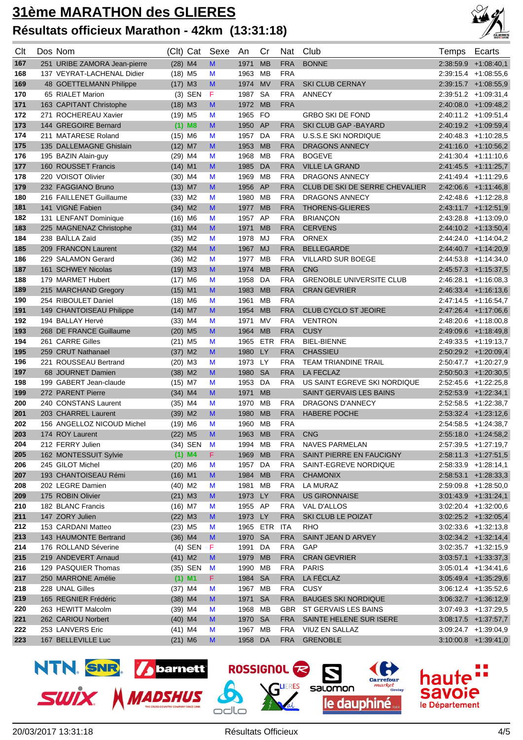# 31ème MARATHON des GLIERES

## Résultats officieux Marathon - 42km (13:31:18)

| Clt | Dos | Nom | (Clt) | Cat | Sexe | An | Cr | Nat | Club | Temps | Ecarts |
|---|---|---|---|---|---|---|---|---|---|---|---|
| 167 | 251 | URIBE ZAMORA Jean-pierre | (28) | M4 | M | 1971 | MB | FRA | BONNE | 2:38:59.9 | +1:08:40,1 |
| 168 | 137 | VEYRAT-LACHENAL Didier | (18) | M5 | M | 1963 | MB | FRA | | 2:39:15.4 | +1:08:55,6 |
| 169 | 48 | GOETTELMANN Philippe | (17) | M3 | M | 1974 | MV | FRA | SKI CLUB CERNAY | 2:39:15.7 | +1:08:55,9 |
| 170 | 65 | RIALET Marion | (3) | SEN | F | 1987 | SA | FRA | ANNECY | 2:39:51.2 | +1:09:31,4 |
| 171 | 163 | CAPITANT Christophe | (18) | M3 | M | 1972 | MB | FRA | | 2:40:08.0 | +1:09:48,2 |
| 172 | 271 | ROCHEREAU Xavier | (19) | M5 | M | 1965 | FO | | GRBO SKI DE FOND | 2:40:11.2 | +1:09:51,4 |
| 173 | 144 | GREGOIRE Bernard | (1) | M8 | M | 1950 | AP | FRA | SKI CLUB GAP -BAYARD | 2:40:19.2 | +1:09:59,4 |
| 174 | 211 | MATARESE Roland | (15) | M6 | M | 1957 | DA | FRA | U.S.S.E SKI NORDIQUE | 2:40:48.3 | +1:10:28,5 |
| 175 | 135 | DALLEMAGNE Ghislain | (12) | M7 | M | 1953 | MB | FRA | DRAGONS ANNECY | 2:41:16.0 | +1:10:56,2 |
| 176 | 195 | BAZIN Alain-guy | (29) | M4 | M | 1968 | MB | FRA | BOGEVE | 2:41:30.4 | +1:11:10,6 |
| 177 | 160 | ROUSSET Francis | (14) | M1 | M | 1985 | DA | FRA | VILLE LA GRAND | 2:41:45.5 | +1:11:25,7 |
| 178 | 220 | VOISOT Olivier | (30) | M4 | M | 1969 | MB | FRA | DRAGONS ANNECY | 2:41:49.4 | +1:11:29,6 |
| 179 | 232 | FAGGIANO Bruno | (13) | M7 | M | 1956 | AP | FRA | CLUB DE SKI DE SERRE CHEVALIER | 2:42:06.6 | +1:11:46,8 |
| 180 | 216 | FAILLENET Guillaume | (33) | M2 | M | 1980 | MB | FRA | DRAGONS ANNECY | 2:42:48.6 | +1:12:28,8 |
| 181 | 141 | VIGNÉ Fabien | (34) | M2 | M | 1977 | MB | FRA | THORENS-GLIERES | 2:43:11.7 | +1:12:51,9 |
| 182 | 131 | LENFANT Dominique | (16) | M6 | M | 1957 | AP | FRA | BRIANÇON | 2:43:28.8 | +1:13:09,0 |
| 183 | 225 | MAGNENAZ Christophe | (31) | M4 | M | 1971 | MB | FRA | CERVENS | 2:44:10.2 | +1:13:50,4 |
| 184 | 238 | BAÏLLA Zaïd | (35) | M2 | M | 1978 | MJ | FRA | ORNEX | 2:44:24.0 | +1:14:04,2 |
| 185 | 209 | FRANCON Laurent | (32) | M4 | M | 1967 | MJ | FRA | BELLEGARDE | 2:44:40.7 | +1:14:20,9 |
| 186 | 229 | SALAMON Gerard | (36) | M2 | M | 1977 | MB | FRA | VILLARD SUR BOEGE | 2:44:53.8 | +1:14:34,0 |
| 187 | 161 | SCHWEY Nicolas | (19) | M3 | M | 1974 | MB | FRA | CNG | 2:45:57.3 | +1:15:37,5 |
| 188 | 179 | MARMET Hubert | (17) | M6 | M | 1958 | DA | FRA | GRENOBLE UNIVERSITE CLUB | 2:46:28.1 | +1:16:08,3 |
| 189 | 215 | MARCHAND Gregory | (15) | M1 | M | 1983 | MB | FRA | CRAN GEVRIER | 2:46:33.4 | +1:16:13,6 |
| 190 | 254 | RIBOULET Daniel | (18) | M6 | M | 1961 | MB | FRA | | 2:47:14.5 | +1:16:54,7 |
| 191 | 149 | CHANTOISEAU Philippe | (14) | M7 | M | 1954 | MB | FRA | CLUB CYCLO ST JEOIRE | 2:47:26.4 | +1:17:06,6 |
| 192 | 194 | BALLAY Hervé | (33) | M4 | M | 1971 | MV | FRA | VENTRON | 2:48:20.6 | +1:18:00,8 |
| 193 | 268 | DE FRANCE Guillaume | (20) | M5 | M | 1964 | MB | FRA | CUSY | 2:49:09.6 | +1:18:49,8 |
| 194 | 261 | CARRE Gilles | (21) | M5 | M | 1965 | ETR | FRA | BIEL-BIENNE | 2:49:33.5 | +1:19:13,7 |
| 195 | 259 | CRUT Nathanael | (37) | M2 | M | 1980 | LY | FRA | CHASSIEU | 2:50:29.2 | +1:20:09,4 |
| 196 | 221 | ROUSSEAU Bertrand | (20) | M3 | M | 1973 | LY | FRA | TEAM TRIANDINE TRAIL | 2:50:47.7 | +1:20:27,9 |
| 197 | 68 | JOURNET Damien | (38) | M2 | M | 1980 | SA | FRA | LA FECLAZ | 2:50:50.3 | +1:20:30,5 |
| 198 | 199 | GABERT Jean-claude | (15) | M7 | M | 1953 | DA | FRA | US SAINT EGREVE SKI NORDIQUE | 2:52:45.6 | +1:22:25,8 |
| 199 | 272 | PARENT Pierre | (34) | M4 | M | 1971 | MB | | SAINT GERVAIS LES BAINS | 2:52:53.9 | +1:22:34,1 |
| 200 | 240 | CONSTANS Laurent | (35) | M4 | M | 1970 | MB | FRA | DRAGONS D'ANNECY | 2:52:58.5 | +1:22:38,7 |
| 201 | 203 | CHARREL Laurent | (39) | M2 | M | 1980 | MB | FRA | HABERE POCHE | 2:53:32.4 | +1:23:12,6 |
| 202 | 156 | ANGELLOZ NICOUD Michel | (19) | M6 | M | 1960 | MB | FRA | | 2:54:58.5 | +1:24:38,7 |
| 203 | 174 | ROY Laurent | (22) | M5 | M | 1963 | MB | FRA | CNG | 2:55:18.0 | +1:24:58,2 |
| 204 | 212 | FERRY Julien | (34) | SEN | M | 1994 | MB | FRA | NAVES PARMELAN | 2:57:39.5 | +1:27:19,7 |
| 205 | 162 | MONTESSUIT Sylvie | (1) | M4 | F | 1969 | MB | FRA | SAINT PIERRE EN FAUCIGNY | 2:58:11.3 | +1:27:51,5 |
| 206 | 245 | GILOT Michel | (20) | M6 | M | 1957 | DA | FRA | SAINT-EGREVE NORDIQUE | 2:58:33.9 | +1:28:14,1 |
| 207 | 193 | CHANTOISEAU Rémi | (16) | M1 | M | 1984 | MB | FRA | CHAMONIX | 2:58:53.1 | +1:28:33,3 |
| 208 | 202 | LEGRE Damien | (40) | M2 | M | 1981 | MB | FRA | LA MURAZ | 2:59:08.8 | +1:28:50,0 |
| 209 | 175 | ROBIN Olivier | (21) | M3 | M | 1973 | LY | FRA | US GIRONNAISE | 3:01:43.9 | +1:31:24,1 |
| 210 | 182 | BLANC Francis | (16) | M7 | M | 1955 | AP | FRA | VAL D'ALLOS | 3:02:20.4 | +1:32:00,6 |
| 211 | 147 | ZORY Julien | (22) | M3 | M | 1973 | LY | FRA | SKI CLUB LE POIZAT | 3:02:25.2 | +1:32:05,4 |
| 212 | 153 | CARDANI Matteo | (23) | M5 | M | 1965 | ETR | ITA | RHO | 3:02:33.6 | +1:32:13,8 |
| 213 | 143 | HAUMONTE Bertrand | (36) | M4 | M | 1970 | SA | FRA | SAINT JEAN D ARVEY | 3:02:34.2 | +1:32:14,4 |
| 214 | 176 | ROLLAND Séverine | (4) | SEN | F | 1991 | DA | FRA | GAP | 3:02:35.7 | +1:32:15,9 |
| 215 | 219 | ANDEVERT Arnaud | (41) | M2 | M | 1979 | MB | FRA | CRAN GEVRIER | 3:03:57.1 | +1:33:37,3 |
| 216 | 129 | PASQUIER Thomas | (35) | SEN | M | 1990 | MB | FRA | PARIS | 3:05:01.4 | +1:34:41,6 |
| 217 | 250 | MARRONE Amélie | (1) | M1 | F | 1984 | SA | FRA | LA FÉCLAZ | 3:05:49.4 | +1:35:29,6 |
| 218 | 228 | UNAL Gilles | (37) | M4 | M | 1967 | MB | FRA | CUSY | 3:06:12.4 | +1:35:52,6 |
| 219 | 165 | REGNIER Frédéric | (38) | M4 | M | 1971 | SA | FRA | BAUGES SKI NORDIQUE | 3:06:32.7 | +1:36:12,9 |
| 220 | 263 | HEWITT Malcolm | (39) | M4 | M | 1968 | MB | GBR | ST GERVAIS LES BAINS | 3:07:49.3 | +1:37:29,5 |
| 221 | 262 | CARIOU Norbert | (40) | M4 | M | 1970 | SA | FRA | SAINTE HELENE SUR ISERE | 3:08:17.5 | +1:37:57,7 |
| 222 | 253 | LANVERS Eric | (41) | M4 | M | 1967 | MB | FRA | VIUZ EN SALLAZ | 3:09:24.7 | +1:39:04,9 |
| 223 | 167 | BELLEVILLE Luc | (21) | M6 | M | 1958 | DA | FRA | GRENOBLE | 3:10:00.8 | +1:39:41,0 |

20/03/2017 13:31:18 — Résultats Officieux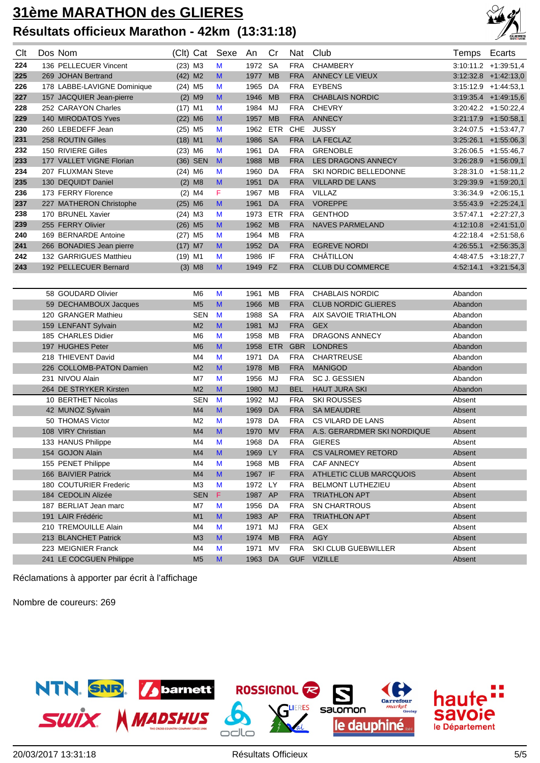# 31ème MARATHON des GLIERES

## Résultats officieux Marathon - 42km (13:31:18)

| Clt | Dos | Nom | (Clt) | Cat | Sexe | An | Cr | Nat | Club | Temps | Ecarts |
|---|---|---|---|---|---|---|---|---|---|---|---|
| 224 | 136 | PELLECUER Vincent | (23) | M3 | M | 1972 | SA | FRA | CHAMBERY | 3:10:11.2 | +1:39:51,4 |
| 225 | 269 | JOHAN Bertrand | (42) | M2 | M | 1977 | MB | FRA | ANNECY LE VIEUX | 3:12:32.8 | +1:42:13,0 |
| 226 | 178 | LABBE-LAVIGNE Dominique | (24) | M5 | M | 1965 | DA | FRA | EYBENS | 3:15:12.9 | +1:44:53,1 |
| 227 | 157 | JACQUIER Jean-pierre | (2) | M9 | M | 1946 | MB | FRA | CHABLAIS NORDIC | 3:19:35.4 | +1:49:15,6 |
| 228 | 252 | CARAYON Charles | (17) | M1 | M | 1984 | MJ | FRA | CHEVRY | 3:20:42.2 | +1:50:22,4 |
| 229 | 140 | MIRODATOS Yves | (22) | M6 | M | 1957 | MB | FRA | ANNECY | 3:21:17.9 | +1:50:58,1 |
| 230 | 260 | LEBEDEFF Jean | (25) | M5 | M | 1962 | ETR | CHE | JUSSY | 3:24:07.5 | +1:53:47,7 |
| 231 | 258 | ROUTIN Gilles | (18) | M1 | M | 1986 | SA | FRA | LA FECLAZ | 3:25:26.1 | +1:55:06,3 |
| 232 | 150 | RIVIERE Gilles | (23) | M6 | M | 1961 | DA | FRA | GRENOBLE | 3:26:06.5 | +1:55:46,7 |
| 233 | 177 | VALLET VIGNE Florian | (36) | SEN | M | 1988 | MB | FRA | LES DRAGONS ANNECY | 3:26:28.9 | +1:56:09,1 |
| 234 | 207 | FLUXMAN Steve | (24) | M6 | M | 1960 | DA | FRA | SKI NORDIC BELLEDONNE | 3:28:31.0 | +1:58:11,2 |
| 235 | 130 | DEQUIDT Daniel | (2) | M8 | M | 1951 | DA | FRA | VILLARD DE LANS | 3:29:39.9 | +1:59:20,1 |
| 236 | 173 | FERRY Florence | (2) | M4 | F | 1967 | MB | FRA | VILLAZ | 3:36:34.9 | +2:06:15,1 |
| 237 | 227 | MATHERON Christophe | (25) | M6 | M | 1961 | DA | FRA | VOREPPE | 3:55:43.9 | +2:25:24,1 |
| 238 | 170 | BRUNEL Xavier | (24) | M3 | M | 1973 | ETR | FRA | GENTHOD | 3:57:47.1 | +2:27:27,3 |
| 239 | 255 | FERRY Olivier | (26) | M5 | M | 1962 | MB | FRA | NAVES PARMELAND | 4:12:10.8 | +2:41:51,0 |
| 240 | 169 | BERNARDE Antoine | (27) | M5 | M | 1964 | MB | FRA | | 4:22:18.4 | +2:51:58,6 |
| 241 | 266 | BONADIES Jean pierre | (17) | M7 | M | 1952 | DA | FRA | EGREVE NORDI | 4:26:55.1 | +2:56:35,3 |
| 242 | 132 | GARRIGUES Matthieu | (19) | M1 | M | 1986 | IF | FRA | CHÂTILLON | 4:48:47.5 | +3:18:27,7 |
| 243 | 192 | PELLECUER Bernard | (3) | M8 | M | 1949 | FZ | FRA | CLUB DU COMMERCE | 4:52:14.1 | +3:21:54,3 |

| Clt | Dos | Nom | (Clt) | Cat | Sexe | An | Cr | Nat | Club | Temps | Ecarts |
|---|---|---|---|---|---|---|---|---|---|---|---|
| | 58 | GOUDARD Olivier | | M6 | M | 1961 | MB | FRA | CHABLAIS NORDIC | Abandon | |
| | 59 | DECHAMBOUX Jacques | | M5 | M | 1966 | MB | FRA | CLUB NORDIC GLIERES | Abandon | |
| | 120 | GRANGER Mathieu | | SEN | M | 1988 | SA | FRA | AIX SAVOIE TRIATHLON | Abandon | |
| | 159 | LENFANT Sylvain | | M2 | M | 1981 | MJ | FRA | GEX | Abandon | |
| | 185 | CHARLES Didier | | M6 | M | 1958 | MB | FRA | DRAGONS ANNECY | Abandon | |
| | 197 | HUGHES Peter | | M6 | M | 1958 | ETR | GBR | LONDRES | Abandon | |
| | 218 | THIEVENT David | | M4 | M | 1971 | DA | FRA | CHARTREUSE | Abandon | |
| | 226 | COLLOMB-PATON Damien | | M2 | M | 1978 | MB | FRA | MANIGOD | Abandon | |
| | 231 | NIVOU Alain | | M7 | M | 1956 | MJ | FRA | SC J. GESSIEN | Abandon | |
| | 264 | DE STRYKER Kirsten | | M2 | M | 1980 | MJ | BEL | HAUT JURA SKI | Abandon | |
| | 10 | BERTHET Nicolas | | SEN | M | 1992 | MJ | FRA | SKI ROUSSES | Absent | |
| | 42 | MUNOZ Sylvain | | M4 | M | 1969 | DA | FRA | SA MEAUDRE | Absent | |
| | 50 | THOMAS Victor | | M2 | M | 1978 | DA | FRA | CS VILARD DE LANS | Absent | |
| | 108 | VIRY Christian | | M4 | M | 1970 | MV | FRA | A.S. GERARDMER SKI NORDIQUE | Absent | |
| | 133 | HANUS Philippe | | M4 | M | 1968 | DA | FRA | GIERES | Absent | |
| | 154 | GOJON Alain | | M4 | M | 1969 | LY | FRA | CS VALROMEY RETORD | Absent | |
| | 155 | PENET Philippe | | M4 | M | 1968 | MB | FRA | CAF ANNECY | Absent | |
| | 166 | BAIVIER Patrick | | M4 | M | 1967 | IF | FRA | ATHLETIC CLUB MARCQUOIS | Absent | |
| | 180 | COUTURIER Frederic | | M3 | M | 1972 | LY | FRA | BELMONT LUTHEZIEU | Absent | |
| | 184 | CEDOLIN Alizée | | SEN | F | 1987 | AP | FRA | TRIATHLON APT | Absent | |
| | 187 | BERLIAT Jean marc | | M7 | M | 1956 | DA | FRA | SN CHARTROUS | Absent | |
| | 191 | LAIR Frédéric | | M1 | M | 1983 | AP | FRA | TRIATHLON APT | Absent | |
| | 210 | TREMOUILLE Alain | | M4 | M | 1971 | MJ | FRA | GEX | Absent | |
| | 213 | BLANCHET Patrick | | M3 | M | 1974 | MB | FRA | AGY | Absent | |
| | 223 | MEIGNIER Franck | | M4 | M | 1971 | MV | FRA | SKI CLUB GUEBWILLER | Absent | |
| | 241 | LE COCGUEN Philippe | | M5 | M | 1963 | DA | GUF | VIZILLE | Absent | |

Réclamations à apporter par écrit à l'affichage

Nombre de coureurs: 269

20/03/2017 13:31:18 — Résultats Officieux